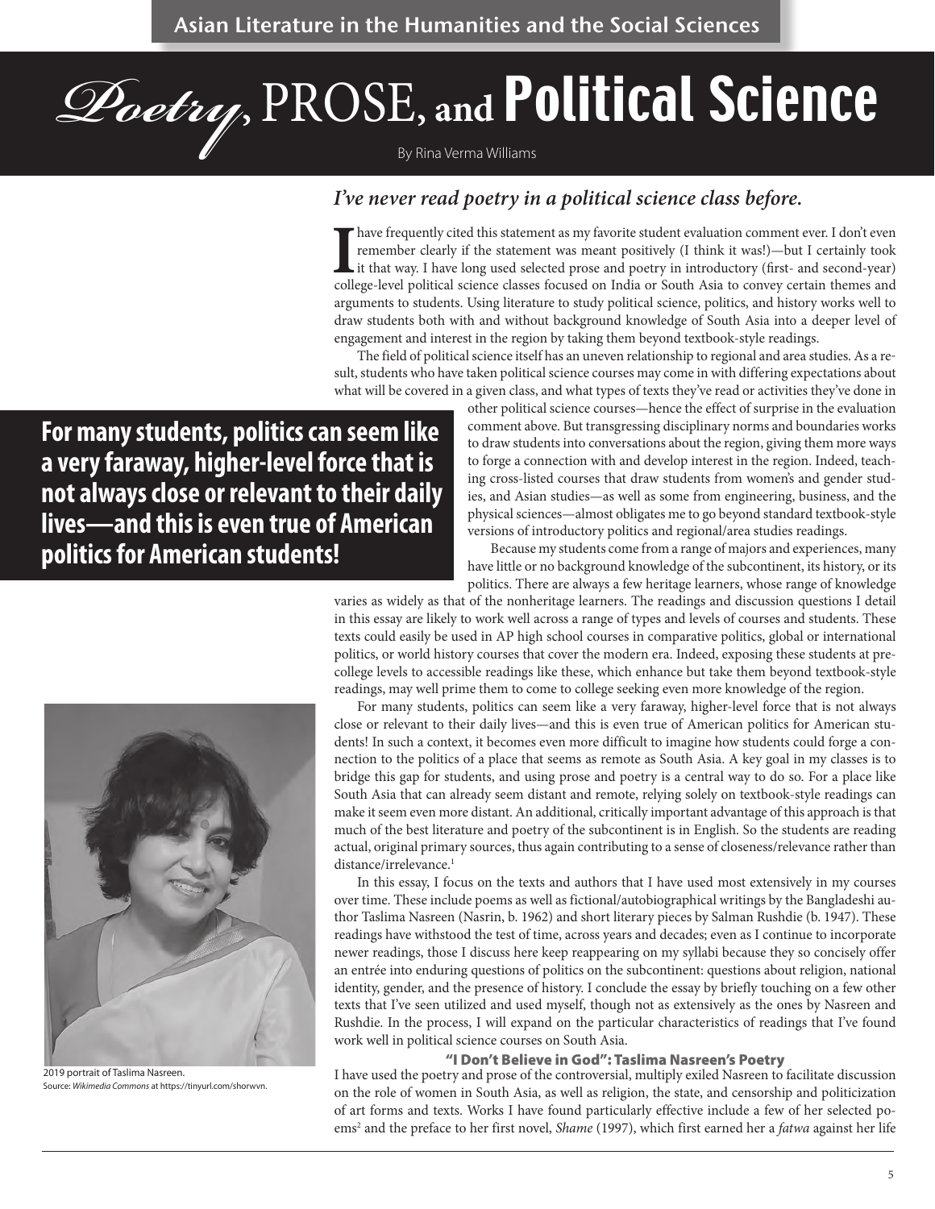Asian Literature in the Humanities and the Social Sciences

# *Poetry*, PROSE, and Political Science

By Rina Verma Williams

***I've never read poetry in a political science class before.***

I have frequently cited this statement as my favorite student evaluation comment ever. I don't even remember clearly if the statement was meant positively (I think it was!)—but I certainly took it that way. I have long used selected prose and poetry in introductory (first- and second-year) college-level political science classes focused on India or South Asia to convey certain themes and arguments to students. Using literature to study political science, politics, and history works well to draw students both with and without background knowledge of South Asia into a deeper level of engagement and interest in the region by taking them beyond textbook-style readings.

The field of political science itself has an uneven relationship to regional and area studies. As a result, students who have taken political science courses may come in with differing expectations about what will be covered in a given class, and what types of texts they've read or activities they've done in other political science courses—hence the effect of surprise in the evaluation comment above. But transgressing disciplinary norms and boundaries works to draw students into conversations about the region, giving them more ways to forge a connection with and develop interest in the region. Indeed, teaching cross-listed courses that draw students from women's and gender studies, and Asian studies—as well as some from engineering, business, and the physical sciences—almost obligates me to go beyond standard textbook-style versions of introductory politics and regional/area studies readings.

**For many students, politics can seem like a very faraway, higher-level force that is not always close or relevant to their daily lives—and this is even true of American politics for American students!**

Because my students come from a range of majors and experiences, many have little or no background knowledge of the subcontinent, its history, or its politics. There are always a few heritage learners, whose range of knowledge varies as widely as that of the nonheritage learners. The readings and discussion questions I detail in this essay are likely to work well across a range of types and levels of courses and students. These texts could easily be used in AP high school courses in comparative politics, global or international politics, or world history courses that cover the modern era. Indeed, exposing these students at pre-college levels to accessible readings like these, which enhance but take them beyond textbook-style readings, may well prime them to come to college seeking even more knowledge of the region.

For many students, politics can seem like a very faraway, higher-level force that is not always close or relevant to their daily lives—and this is even true of American politics for American students! In such a context, it becomes even more difficult to imagine how students could forge a connection to the politics of a place that seems as remote as South Asia. A key goal in my classes is to bridge this gap for students, and using prose and poetry is a central way to do so. For a place like South Asia that can already seem distant and remote, relying solely on textbook-style readings can make it seem even more distant. An additional, critically important advantage of this approach is that much of the best literature and poetry of the subcontinent is in English. So the students are reading actual, original primary sources, thus again contributing to a sense of closeness/relevance rather than distance/irrelevance.[1]

In this essay, I focus on the texts and authors that I have used most extensively in my courses over time. These include poems as well as fictional/autobiographical writings by the Bangladeshi author Taslima Nasreen (Nasrin, b. 1962) and short literary pieces by Salman Rushdie (b. 1947). These readings have withstood the test of time, across years and decades; even as I continue to incorporate newer readings, those I discuss here keep reappearing on my syllabi because they so concisely offer an entrée into enduring questions of politics on the subcontinent: questions about religion, national identity, gender, and the presence of history. I conclude the essay by briefly touching on a few other texts that I've seen utilized and used myself, though not as extensively as the ones by Nasreen and Rushdie. In the process, I will expand on the particular characteristics of readings that I've found work well in political science courses on South Asia.

2019 portrait of Taslima Nasreen.
Source: *Wikimedia Commons* at https://tinyurl.com/shorwvn.

## "I Don't Believe in God": Taslima Nasreen's Poetry

I have used the poetry and prose of the controversial, multiply exiled Nasreen to facilitate discussion on the role of women in South Asia, as well as religion, the state, and censorship and politicization of art forms and texts. Works I have found particularly effective include a few of her selected poems[2] and the preface to her first novel, *Shame* (1997), which first earned her a *fatwa* against her life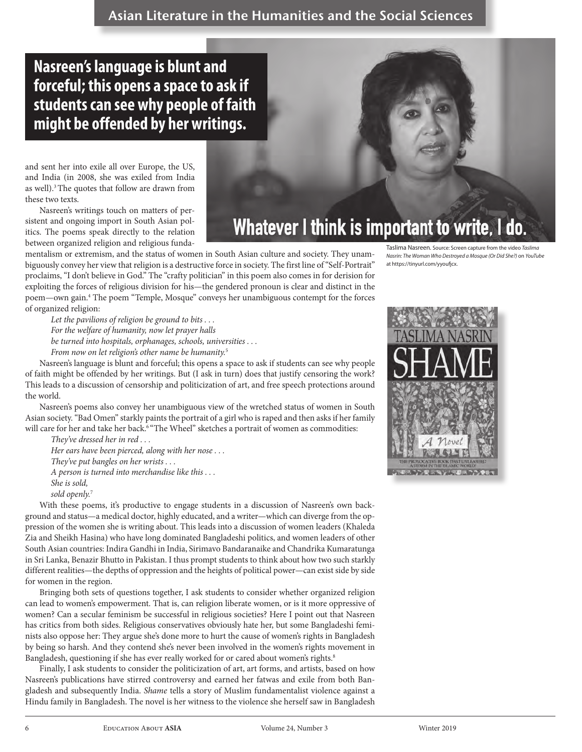**Nasreen's language is blunt and forceful; this opens a space to ask if students can see why people of faith might be offended by her writings.**

and sent her into exile all over Europe, the US, and India (in 2008, she was exiled from India as well).[3] The quotes that follow are drawn from these two texts.

Nasreen's writings touch on matters of persistent and ongoing import in South Asian politics. The poems speak directly to the relation between organized religion and religious fundamentalism or extremism, and the status of women in South Asian culture and society. They unambiguously convey her view that religion is a destructive force in society. The first line of "Self-Portrait" proclaims, "I don't believe in God." The "crafty politician" in this poem also comes in for derision for exploiting the forces of religious division for his—the gendered pronoun is clear and distinct in the poem—own gain.[4] The poem "Temple, Mosque" conveys her unambiguous contempt for the forces of organized religion:

> *Let the pavilions of religion be ground to bits . . .*
> *For the welfare of humanity, now let prayer halls*
> *be turned into hospitals, orphanages, schools, universities . . .*
> *From now on let religion's other name be humanity.*[5]

Nasreen's language is blunt and forceful; this opens a space to ask if students can see why people of faith might be offended by her writings. But (I ask in turn) does that justify censoring the work? This leads to a discussion of censorship and politicization of art, and free speech protections around the world.

Nasreen's poems also convey her unambiguous view of the wretched status of women in South Asian society. "Bad Omen" starkly paints the portrait of a girl who is raped and then asks if her family will care for her and take her back.[6] "The Wheel" sketches a portrait of women as commodities:

> *They've dressed her in red . . .*
> *Her ears have been pierced, along with her nose . . .*
> *They've put bangles on her wrists . . .*
> *A person is turned into merchandise like this . . .*
> *She is sold,*
> *sold openly.*[7]

With these poems, it's productive to engage students in a discussion of Nasreen's own background and status—a medical doctor, highly educated, and a writer—which can diverge from the oppression of the women she is writing about. This leads into a discussion of women leaders (Khaleda Zia and Sheikh Hasina) who have long dominated Bangladeshi politics, and women leaders of other South Asian countries: Indira Gandhi in India, Sirimavo Bandaranaike and Chandrika Kumaratunga in Sri Lanka, Benazir Bhutto in Pakistan. I thus prompt students to think about how two such starkly different realities—the depths of oppression and the heights of political power—can exist side by side for women in the region.

Bringing both sets of questions together, I ask students to consider whether organized religion can lead to women's empowerment. That is, can religion liberate women, or is it more oppressive of women? Can a secular feminism be successful in religious societies? Here I point out that Nasreen has critics from both sides. Religious conservatives obviously hate her, but some Bangladeshi feminists also oppose her: They argue she's done more to hurt the cause of women's rights in Bangladesh by being so harsh. And they contend she's never been involved in the women's rights movement in Bangladesh, questioning if she has ever really worked for or cared about women's rights.[8]

Finally, I ask students to consider the politicization of art, art forms, and artists, based on how Nasreen's publications have stirred controversy and earned her fatwas and exile from both Bangladesh and subsequently India. *Shame* tells a story of Muslim fundamentalist violence against a Hindu family in Bangladesh. The novel is her witness to the violence she herself saw in Bangladesh

Whatever I think is important to write, I do.

Taslima Nasreen. Source: Screen capture from the video *Taslima Nasrin: The Woman Who Destroyed a Mosque (Or Did She?)* on *YouTube* at https://tinyurl.com/yyoufjcx.

TASLIMA NASRIN SHAME *A Novel* THE PROVOCATIVE BOOK THAT UNLEASHED A STORM IN THE ISLAMIC WORLD!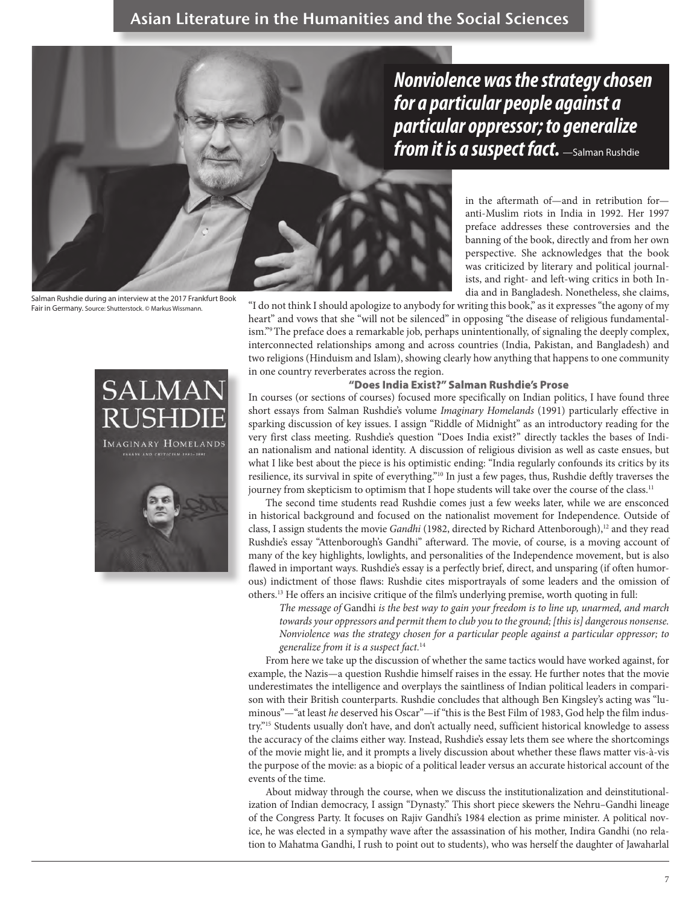> ***Nonviolence was the strategy chosen for a particular people against a particular oppressor; to generalize from it is a suspect fact.*** —Salman Rushdie

Salman Rushdie during an interview at the 2017 Frankfurt Book Fair in Germany. Source: Shutterstock. © Markus Wissmann.

in the aftermath of—and in retribution for—anti-Muslim riots in India in 1992. Her 1997 preface addresses these controversies and the banning of the book, directly and from her own perspective. She acknowledges that the book was criticized by literary and political journalists, and right- and left-wing critics in both India and in Bangladesh. Nonetheless, she claims, "I do not think I should apologize to anybody for writing this book," as it expresses "the agony of my heart" and vows that she "will not be silenced" in opposing "the disease of religious fundamentalism."[9] The preface does a remarkable job, perhaps unintentionally, of signaling the deeply complex, interconnected relationships among and across countries (India, Pakistan, and Bangladesh) and two religions (Hinduism and Islam), showing clearly how anything that happens to one community in one country reverberates across the region.

### "Does India Exist?" Salman Rushdie's Prose

In courses (or sections of courses) focused more specifically on Indian politics, I have found three short essays from Salman Rushdie's volume *Imaginary Homelands* (1991) particularly effective in sparking discussion of key issues. I assign "Riddle of Midnight" as an introductory reading for the very first class meeting. Rushdie's question "Does India exist?" directly tackles the bases of Indian nationalism and national identity. A discussion of religious division as well as caste ensues, but what I like best about the piece is his optimistic ending: "India regularly confounds its critics by its resilience, its survival in spite of everything."[10] In just a few pages, thus, Rushdie deftly traverses the journey from skepticism to optimism that I hope students will take over the course of the class.[11]

The second time students read Rushdie comes just a few weeks later, while we are ensconced in historical background and focused on the nationalist movement for Independence. Outside of class, I assign students the movie *Gandhi* (1982, directed by Richard Attenborough),[12] and they read Rushdie's essay "Attenborough's Gandhi" afterward. The movie, of course, is a moving account of many of the key highlights, lowlights, and personalities of the Independence movement, but is also flawed in important ways. Rushdie's essay is a perfectly brief, direct, and unsparing (if often humorous) indictment of those flaws: Rushdie cites misportrayals of some leaders and the omission of others.[13] He offers an incisive critique of the film's underlying premise, worth quoting in full:

> *The message of* Gandhi *is the best way to gain your freedom is to line up, unarmed, and march towards your oppressors and permit them to club you to the ground; [this is] dangerous nonsense. Nonviolence was the strategy chosen for a particular people against a particular oppressor; to generalize from it is a suspect fact.*[14]

From here we take up the discussion of whether the same tactics would have worked against, for example, the Nazis—a question Rushdie himself raises in the essay. He further notes that the movie underestimates the intelligence and overplays the saintliness of Indian political leaders in comparison with their British counterparts. Rushdie concludes that although Ben Kingsley's acting was "luminous"—"at least *he* deserved his Oscar"—if "this is the Best Film of 1983, God help the film industry."[15] Students usually don't have, and don't actually need, sufficient historical knowledge to assess the accuracy of the claims either way. Instead, Rushdie's essay lets them see where the shortcomings of the movie might lie, and it prompts a lively discussion about whether these flaws matter vis-à-vis the purpose of the movie: as a biopic of a political leader versus an accurate historical account of the events of the time.

About midway through the course, when we discuss the institutionalization and deinstitutionalization of Indian democracy, I assign "Dynasty." This short piece skewers the Nehru–Gandhi lineage of the Congress Party. It focuses on Rajiv Gandhi's 1984 election as prime minister. A political novice, he was elected in a sympathy wave after the assassination of his mother, Indira Gandhi (no relation to Mahatma Gandhi, I rush to point out to students), who was herself the daughter of Jawaharlal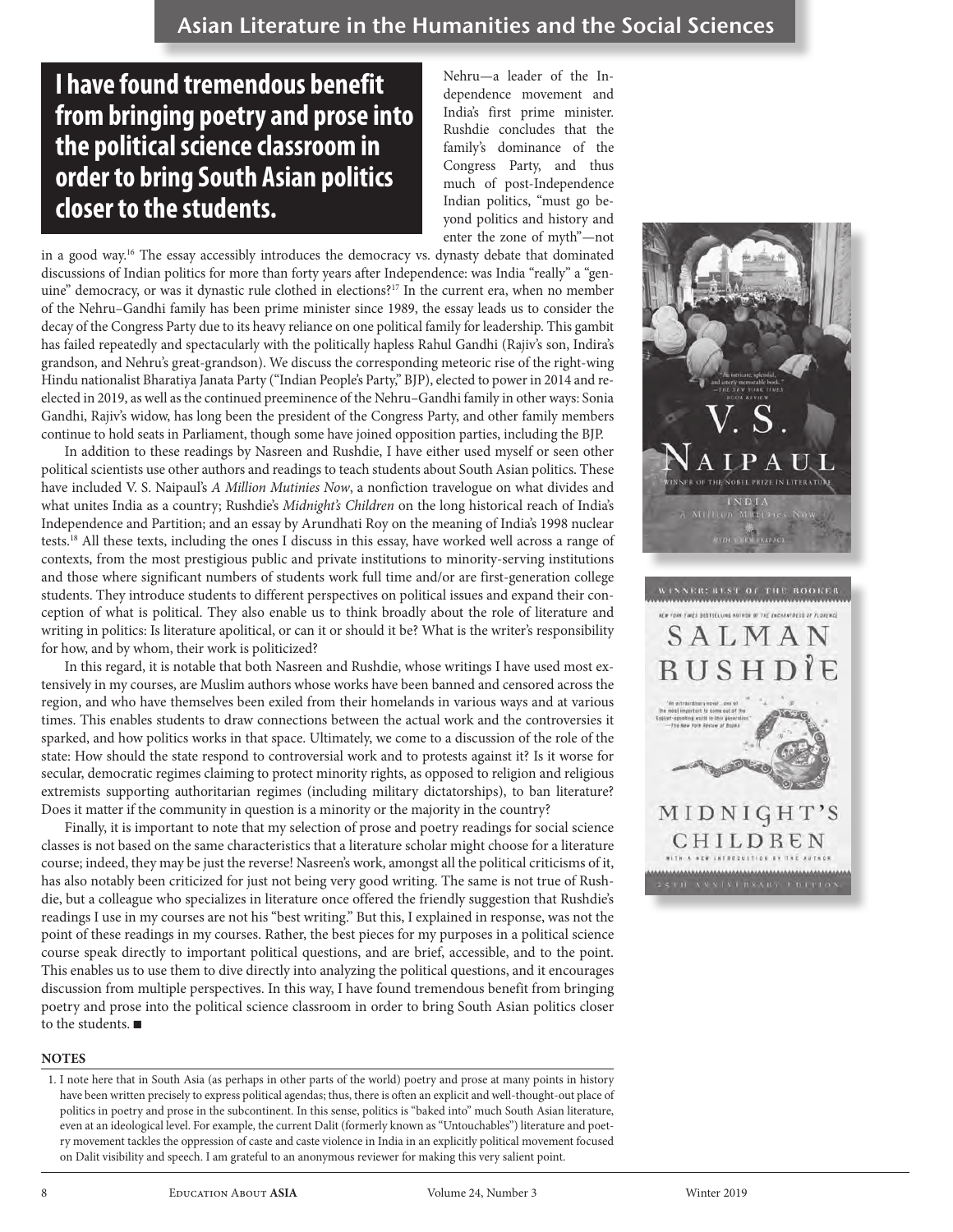**I have found tremendous benefit from bringing poetry and prose into the political science classroom in order to bring South Asian politics closer to the students.**

Nehru—a leader of the Independence movement and India's first prime minister. Rushdie concludes that the family's dominance of the Congress Party, and thus much of post-Independence Indian politics, "must go beyond politics and history and enter the zone of myth"—not in a good way.[16] The essay accessibly introduces the democracy vs. dynasty debate that dominated discussions of Indian politics for more than forty years after Independence: was India "really" a "genuine" democracy, or was it dynastic rule clothed in elections?[17] In the current era, when no member of the Nehru–Gandhi family has been prime minister since 1989, the essay leads us to consider the decay of the Congress Party due to its heavy reliance on one political family for leadership. This gambit has failed repeatedly and spectacularly with the politically hapless Rahul Gandhi (Rajiv's son, Indira's grandson, and Nehru's great-grandson). We discuss the corresponding meteoric rise of the right-wing Hindu nationalist Bharatiya Janata Party ("Indian People's Party," BJP), elected to power in 2014 and re-elected in 2019, as well as the continued preeminence of the Nehru–Gandhi family in other ways: Sonia Gandhi, Rajiv's widow, has long been the president of the Congress Party, and other family members continue to hold seats in Parliament, though some have joined opposition parties, including the BJP.

In addition to these readings by Nasreen and Rushdie, I have either used myself or seen other political scientists use other authors and readings to teach students about South Asian politics. These have included V. S. Naipaul's *A Million Mutinies Now*, a nonfiction travelogue on what divides and what unites India as a country; Rushdie's *Midnight's Children* on the long historical reach of India's Independence and Partition; and an essay by Arundhati Roy on the meaning of India's 1998 nuclear tests.[18] All these texts, including the ones I discuss in this essay, have worked well across a range of contexts, from the most prestigious public and private institutions to minority-serving institutions and those where significant numbers of students work full time and/or are first-generation college students. They introduce students to different perspectives on political issues and expand their conception of what is political. They also enable us to think broadly about the role of literature and writing in politics: Is literature apolitical, or can it or should it be? What is the writer's responsibility for how, and by whom, their work is politicized?

In this regard, it is notable that both Nasreen and Rushdie, whose writings I have used most extensively in my courses, are Muslim authors whose works have been banned and censored across the region, and who have themselves been exiled from their homelands in various ways and at various times. This enables students to draw connections between the actual work and the controversies it sparked, and how politics works in that space. Ultimately, we come to a discussion of the role of the state: How should the state respond to controversial work and to protests against it? Is it worse for secular, democratic regimes claiming to protect minority rights, as opposed to religion and religious extremists supporting authoritarian regimes (including military dictatorships), to ban literature? Does it matter if the community in question is a minority or the majority in the country?

Finally, it is important to note that my selection of prose and poetry readings for social science classes is not based on the same characteristics that a literature scholar might choose for a literature course; indeed, they may be just the reverse! Nasreen's work, amongst all the political criticisms of it, has also notably been criticized for just not being very good writing. The same is not true of Rushdie, but a colleague who specializes in literature once offered the friendly suggestion that Rushdie's readings I use in my courses are not his "best writing." But this, I explained in response, was not the point of these readings in my courses. Rather, the best pieces for my purposes in a political science course speak directly to important political questions, and are brief, accessible, and to the point. This enables us to use them to dive directly into analyzing the political questions, and it encourages discussion from multiple perspectives. In this way, I have found tremendous benefit from bringing poetry and prose into the political science classroom in order to bring South Asian politics closer to the students. ■

## NOTES

1. I note here that in South Asia (as perhaps in other parts of the world) poetry and prose at many points in history have been written precisely to express political agendas; thus, there is often an explicit and well-thought-out place of politics in poetry and prose in the subcontinent. In this sense, politics is "baked into" much South Asian literature, even at an ideological level. For example, the current Dalit (formerly known as "Untouchables") literature and poetry movement tackles the oppression of caste and caste violence in India in an explicitly political movement focused on Dalit visibility and speech. I am grateful to an anonymous reviewer for making this very salient point.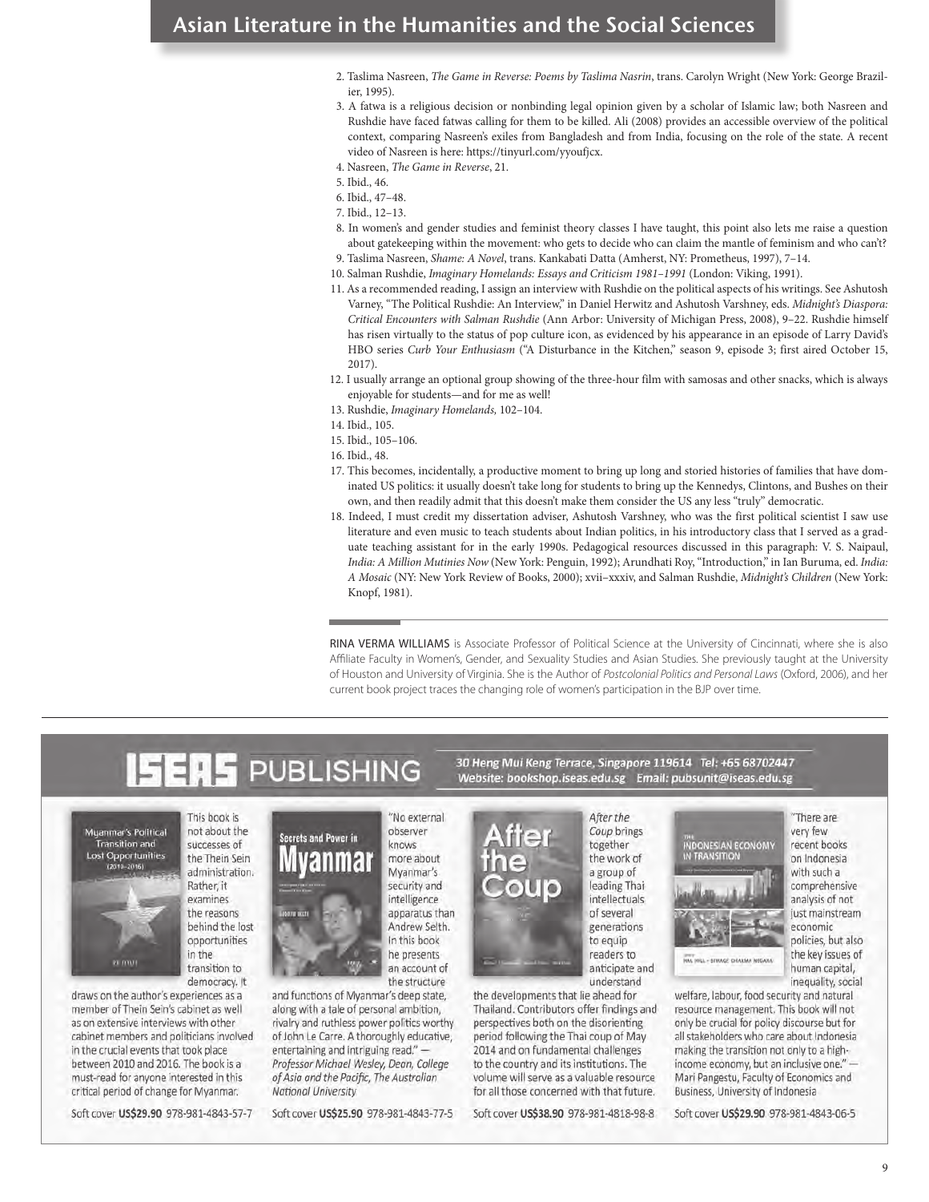2. Taslima Nasreen, *The Game in Reverse: Poems by Taslima Nasrin*, trans. Carolyn Wright (New York: George Brazilier, 1995).
3. A fatwa is a religious decision or nonbinding legal opinion given by a scholar of Islamic law; both Nasreen and Rushdie have faced fatwas calling for them to be killed. Ali (2008) provides an accessible overview of the political context, comparing Nasreen's exiles from Bangladesh and from India, focusing on the role of the state. A recent video of Nasreen is here: https://tinyurl.com/yyoufjcx.
4. Nasreen, *The Game in Reverse*, 21.
5. Ibid., 46.
6. Ibid., 47–48.
7. Ibid., 12–13.
8. In women's and gender studies and feminist theory classes I have taught, this point also lets me raise a question about gatekeeping within the movement: who gets to decide who can claim the mantle of feminism and who can't?
9. Taslima Nasreen, *Shame: A Novel*, trans. Kankabati Datta (Amherst, NY: Prometheus, 1997), 7–14.
10. Salman Rushdie, *Imaginary Homelands: Essays and Criticism 1981–1991* (London: Viking, 1991).
11. As a recommended reading, I assign an interview with Rushdie on the political aspects of his writings. See Ashutosh Varney, "The Political Rushdie: An Interview," in Daniel Herwitz and Ashutosh Varshney, eds. *Midnight's Diaspora: Critical Encounters with Salman Rushdie* (Ann Arbor: University of Michigan Press, 2008), 9–22. Rushdie himself has risen virtually to the status of pop culture icon, as evidenced by his appearance in an episode of Larry David's HBO series *Curb Your Enthusiasm* ("A Disturbance in the Kitchen," season 9, episode 3; first aired October 15, 2017).
12. I usually arrange an optional group showing of the three-hour film with samosas and other snacks, which is always enjoyable for students—and for me as well!
13. Rushdie, *Imaginary Homelands,* 102–104.
14. Ibid., 105.
15. Ibid., 105–106.
16. Ibid., 48.
17. This becomes, incidentally, a productive moment to bring up long and storied histories of families that have dominated US politics: it usually doesn't take long for students to bring up the Kennedys, Clintons, and Bushes on their own, and then readily admit that this doesn't make them consider the US any less "truly" democratic.
18. Indeed, I must credit my dissertation adviser, Ashutosh Varshney, who was the first political scientist I saw use literature and even music to teach students about Indian politics, in his introductory class that I served as a graduate teaching assistant for in the early 1990s. Pedagogical resources discussed in this paragraph: V. S. Naipaul, *India: A Million Mutinies Now* (New York: Penguin, 1992); Arundhati Roy, "Introduction," in Ian Buruma, ed. *India: A Mosaic* (NY: New York Review of Books, 2000); xvii–xxxiv, and Salman Rushdie, *Midnight's Children* (New York: Knopf, 1981).

---

RINA VERMA WILLIAMS is Associate Professor of Political Science at the University of Cincinnati, where she is also Affiliate Faculty in Women's, Gender, and Sexuality Studies and Asian Studies. She previously taught at the University of Houston and University of Virginia. She is the Author of *Postcolonial Politics and Personal Laws* (Oxford, 2006), and her current book project traces the changing role of women's participation in the BJP over time.

---

## ISEAS PUBLISHING

30 Heng Mui Keng Terrace, Singapore 119614 Tel: +65 68702447
Website: bookshop.iseas.edu.sg Email: pubsunit@iseas.edu.sg

**Myanmar's Political Transition and Lost Opportunities (2010–2016)**

This book is not about the successes of the Thein Sein administration. Rather, it examines the reasons behind the lost opportunities in the transition to democracy. It draws on the author's experiences as a member of Thein Sein's cabinet as well as on extensive interviews with other cabinet members and politicians involved in the crucial events that took place between 2010 and 2016. The book is a must-read for anyone interested in this critical period of change for Myanmar.

Soft cover **US$29.90** 978-981-4843-57-7

**Secrets and Power in Myanmar**

"No external observer knows more about Myanmar's security and intelligence apparatus than Andrew Selth. In this book he presents an account of the structure and functions of Myanmar's deep state, along with a tale of personal ambition, rivalry and ruthless power politics worthy of John Le Carre. A thoroughly educative, entertaining and intriguing read." — *Professor Michael Wesley, Dean, College of Asia and the Pacific, The Australian National University*

Soft cover **US$25.90** 978-981-4843-77-5

**After the Coup**

*After the Coup* brings together the work of a group of leading Thai intellectuals of several generations to equip readers to anticipate and understand the developments that lie ahead for Thailand. Contributors offer findings and perspectives both on the disorienting period following the Thai coup of May 2014 and on fundamental challenges to the country and its institutions. The volume will serve as a valuable resource for all those concerned with that future.

Soft cover **US$38.90** 978-981-4818-98-8

**The Indonesian Economy in Transition**

"There are very few recent books on Indonesia with such a comprehensive analysis of not just mainstream economic policies, but also the key issues of human capital, inequality, social welfare, labour, food security and natural resource management. This book will not only be crucial for policy discourse but for all stakeholders who care about Indonesia making the transition not only to a high-income economy, but an inclusive one." — Mari Pangestu, Faculty of Economics and Business, University of Indonesia

Soft cover **US$29.90** 978-981-4843-06-5